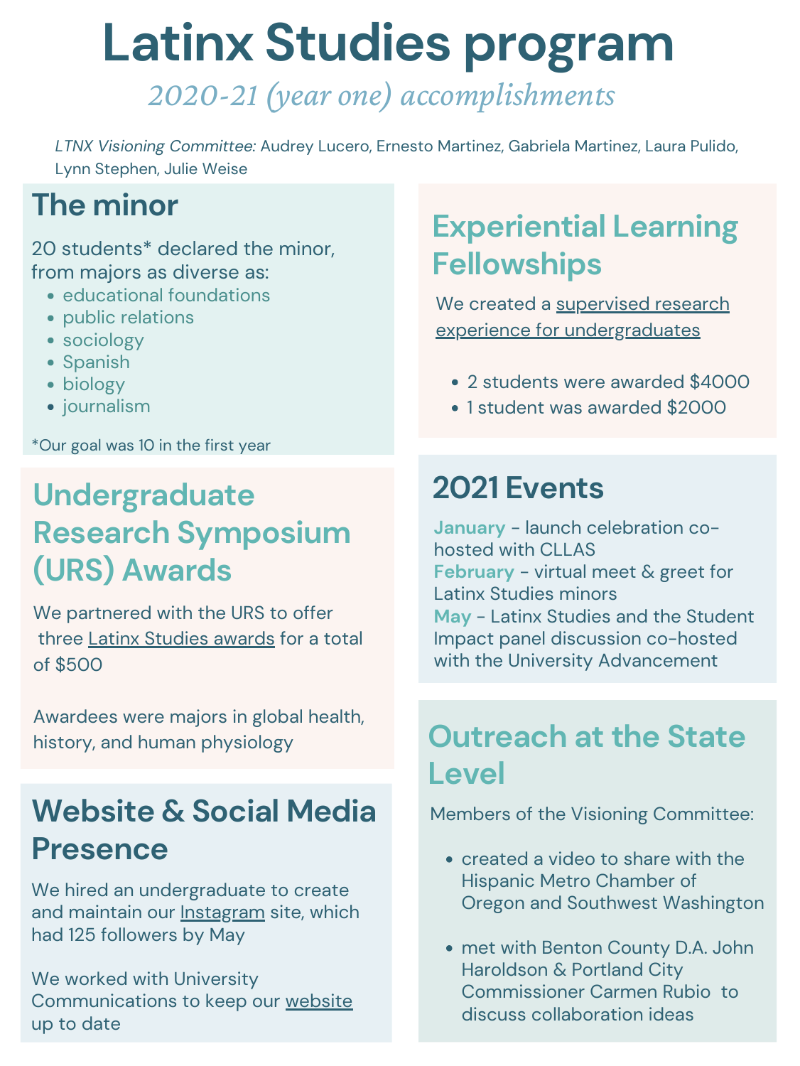# Latinx Studies program

*2020-21 (year one) accomplishments*

*LTNX Visioning Committee:* Audrey Lucero, Ernesto Martinez, Gabriela Martinez, Laura Pulido, Lynn Stephen, Julie Weise

## The minor

20 students* declared the minor, from majors as diverse as:

- educational foundations
- public relations
- sociology
- Spanish
- biology
- journalism

*Our goal was 10 in the first year

## Undergraduate Research Symposium (URS) Awards

We partnered with the URS to offer three Latinx Studies awards for a total of $500

Awardees were majors in global health, history, and human physiology

## Website & Social Media Presence

We hired an undergraduate to create and maintain our Instagram site, which had 125 followers by May

We worked with University Communications to keep our website up to date

## Experiential Learning Fellowships

We created a supervised research experience for undergraduates

- 2 students were awarded $4000
- 1 student was awarded $2000

## 2021 Events

**January** - launch celebration co-hosted with CLLAS
**February** - virtual meet & greet for Latinx Studies minors
**May** - Latinx Studies and the Student Impact panel discussion co-hosted with the University Advancement

## Outreach at the State Level

Members of the Visioning Committee:

- created a video to share with the Hispanic Metro Chamber of Oregon and Southwest Washington
- met with Benton County D.A. John Haroldson & Portland City Commissioner Carmen Rubio to discuss collaboration ideas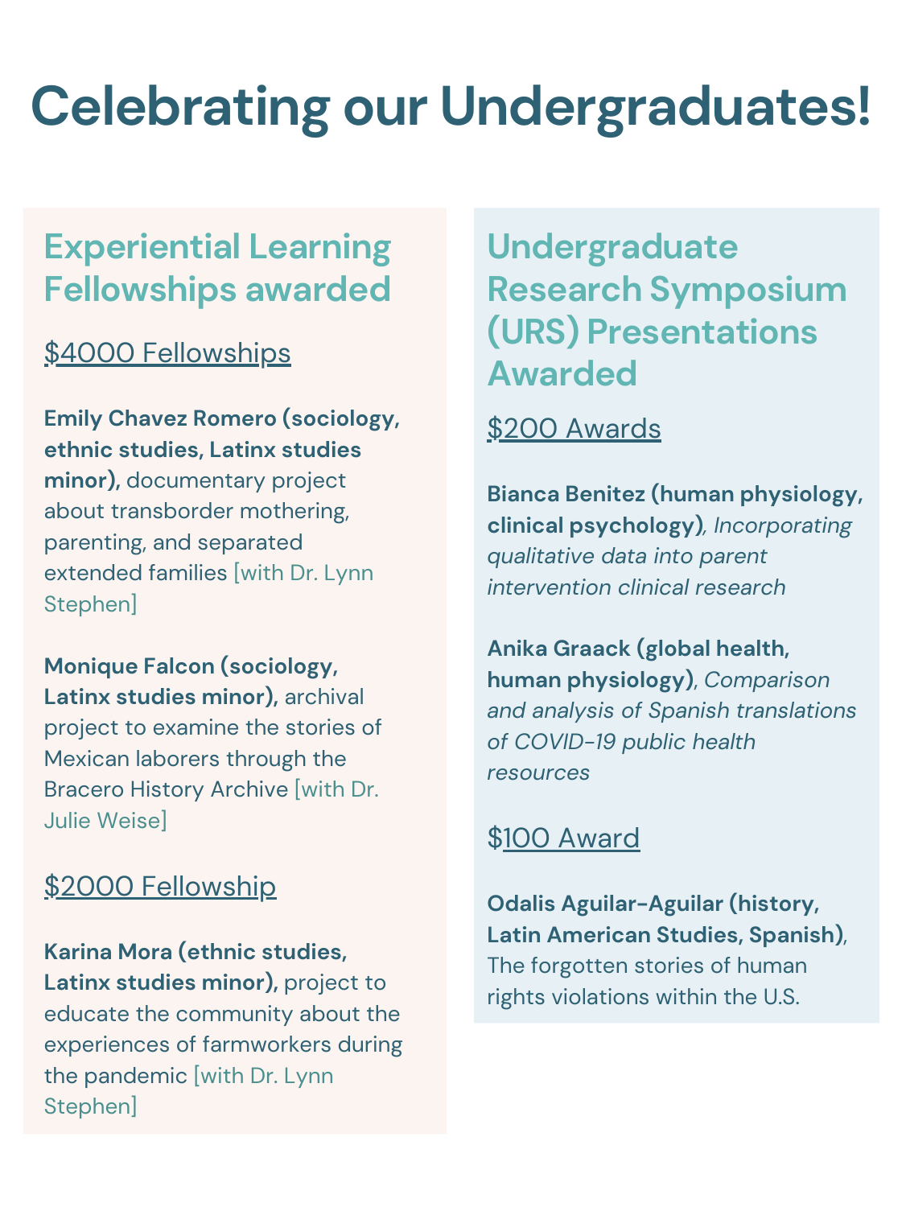# Celebrating our Undergraduates!

## Experiential Learning Fellowships awarded

### $4000 Fellowships

**Emily Chavez Romero (sociology, ethnic studies, Latinx studies minor),** documentary project about transborder mothering, parenting, and separated extended families [with Dr. Lynn Stephen]

**Monique Falcon (sociology, Latinx studies minor),** archival project to examine the stories of Mexican laborers through the Bracero History Archive [with Dr. Julie Weise]

### $2000 Fellowship

**Karina Mora (ethnic studies, Latinx studies minor),** project to educate the community about the experiences of farmworkers during the pandemic [with Dr. Lynn Stephen]

## Undergraduate Research Symposium (URS) Presentations Awarded

### $200 Awards

**Bianca Benitez (human physiology, clinical psychology)***, Incorporating qualitative data into parent intervention clinical research*

**Anika Graack (global health, human physiology)**, *Comparison and analysis of Spanish translations of COVID-19 public health resources*

### $100 Award

**Odalis Aguilar-Aguilar (history, Latin American Studies, Spanish)**, The forgotten stories of human rights violations within the U.S.